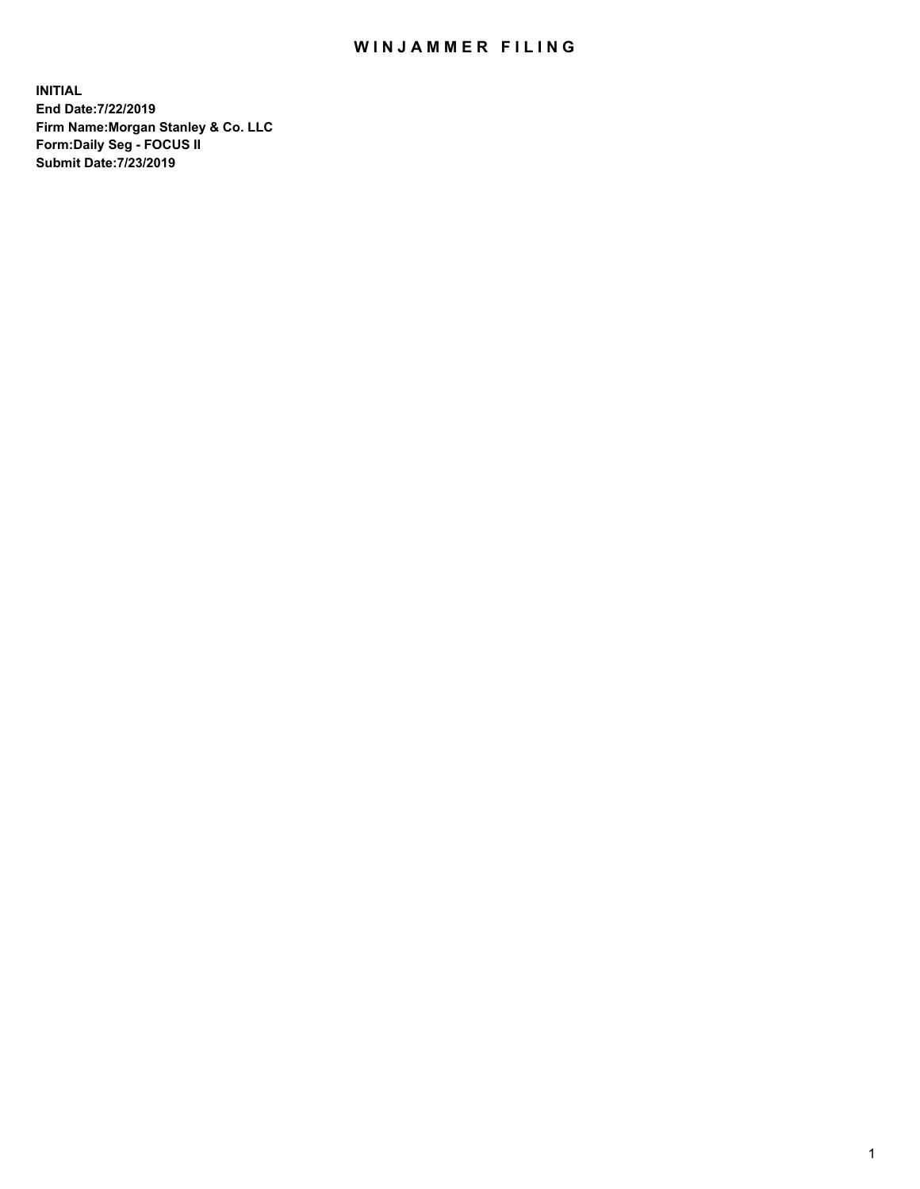# WINJAMMER FILING

**INITIAL**
**End Date:7/22/2019**
**Firm Name:Morgan Stanley & Co. LLC**
**Form:Daily Seg - FOCUS II**
**Submit Date:7/23/2019**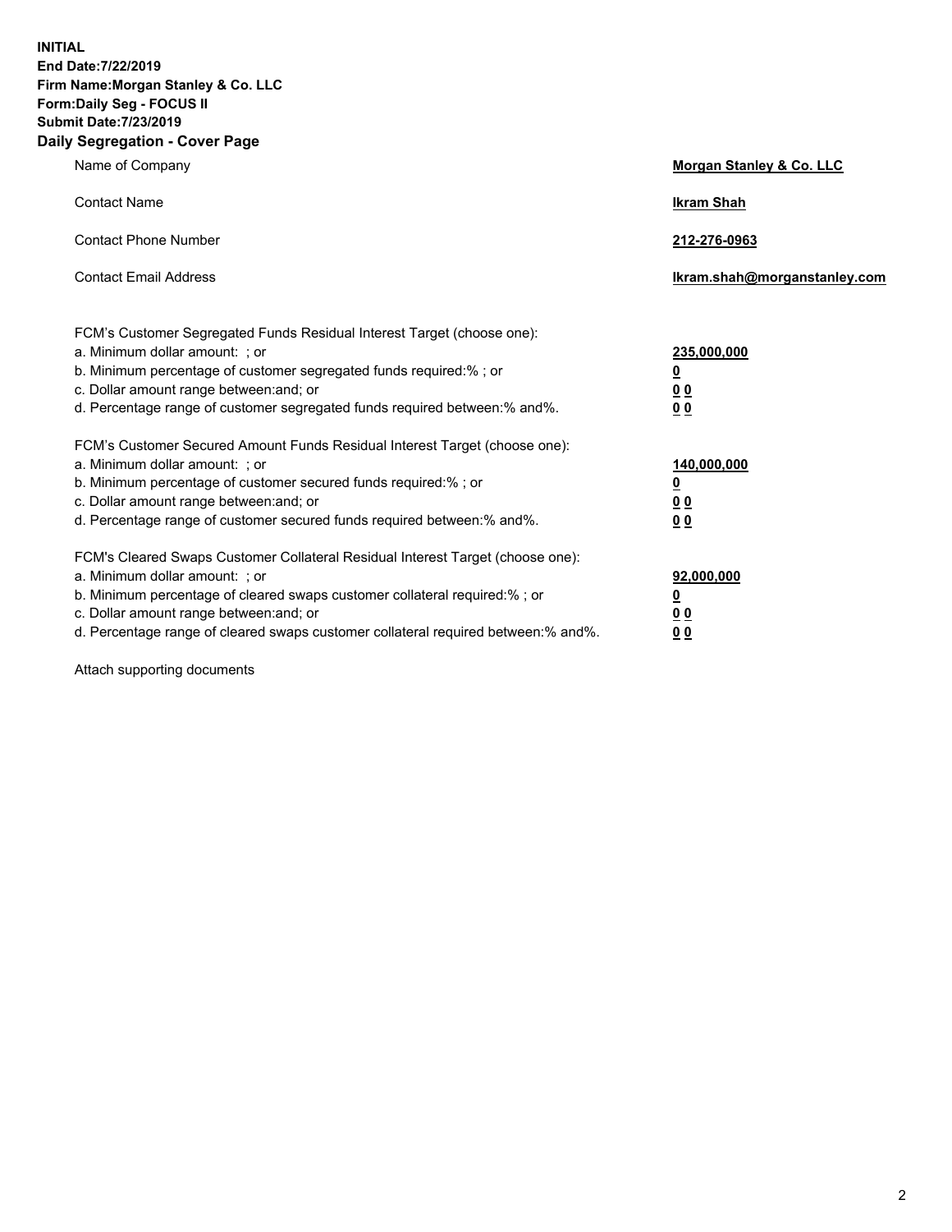**INITIAL**
**End Date:7/22/2019**
**Firm Name:Morgan Stanley & Co. LLC**
**Form:Daily Seg - FOCUS II**
**Submit Date:7/23/2019**

## Daily Segregation - Cover Page

| | |
|---|---|
| Name of Company | **Morgan Stanley & Co. LLC** |
| Contact Name | **Ikram Shah** |
| Contact Phone Number | **212-276-0963** |
| Contact Email Address | **Ikram.shah@morganstanley.com** |

| | |
|---|---|
| FCM's Customer Segregated Funds Residual Interest Target (choose one): | |
| a. Minimum dollar amount: ; or | **235,000,000** |
| b. Minimum percentage of customer segregated funds required:% ; or | **0** |
| c. Dollar amount range between:and; or | **0 0** |
| d. Percentage range of customer segregated funds required between:% and%. | **0 0** |
| FCM's Customer Secured Amount Funds Residual Interest Target (choose one): | |
| a. Minimum dollar amount: ; or | **140,000,000** |
| b. Minimum percentage of customer secured funds required:% ; or | **0** |
| c. Dollar amount range between:and; or | **0 0** |
| d. Percentage range of customer secured funds required between:% and%. | **0 0** |
| FCM's Cleared Swaps Customer Collateral Residual Interest Target (choose one): | |
| a. Minimum dollar amount: ; or | **92,000,000** |
| b. Minimum percentage of cleared swaps customer collateral required:% ; or | **0** |
| c. Dollar amount range between:and; or | **0 0** |
| d. Percentage range of cleared swaps customer collateral required between:% and%. | **0 0** |

Attach supporting documents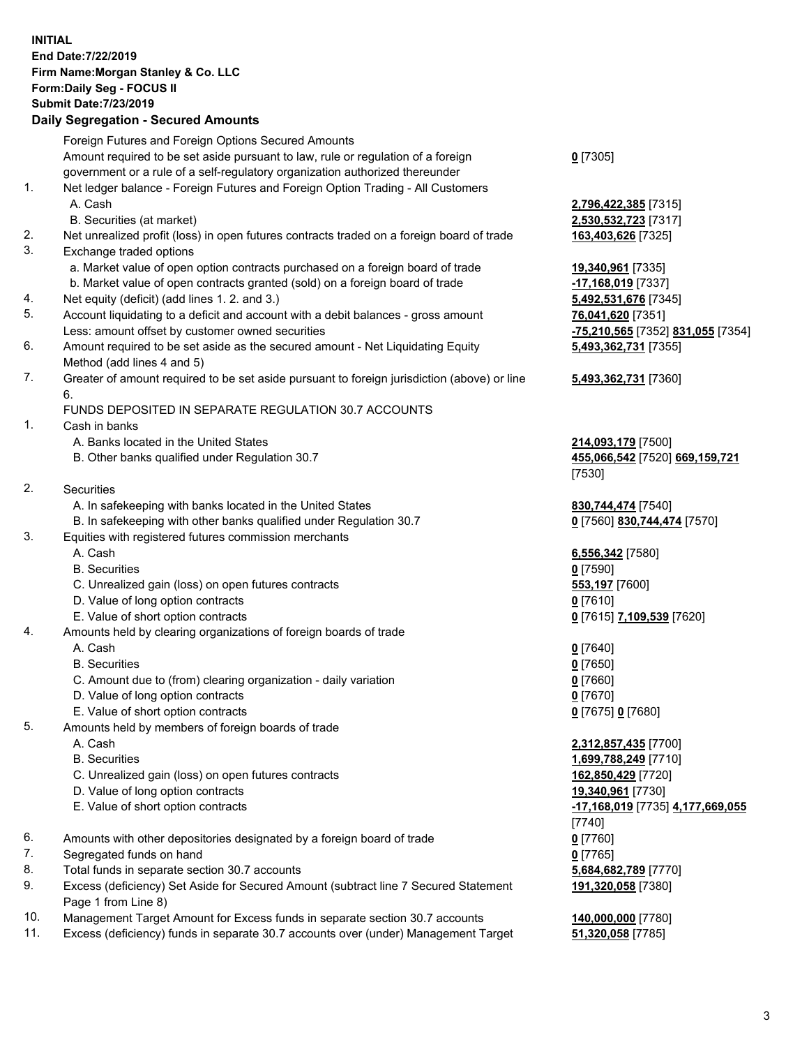**INITIAL**
**End Date:7/22/2019**
**Firm Name:Morgan Stanley & Co. LLC**
**Form:Daily Seg - FOCUS II**
**Submit Date:7/23/2019**

## Daily Segregation - Secured Amounts

| | | |
|---|---|---|
| | Foreign Futures and Foreign Options Secured Amounts | |
| | Amount required to be set aside pursuant to law, rule or regulation of a foreign government or a rule of a self-regulatory organization authorized thereunder | **0** [7305] |
| 1. | Net ledger balance - Foreign Futures and Foreign Option Trading - All Customers | |
| | A. Cash | **2,796,422,385** [7315] |
| | B. Securities (at market) | **2,530,532,723** [7317] |
| 2. | Net unrealized profit (loss) in open futures contracts traded on a foreign board of trade | **163,403,626** [7325] |
| 3. | Exchange traded options | |
| | a. Market value of open option contracts purchased on a foreign board of trade | **19,340,961** [7335] |
| | b. Market value of open contracts granted (sold) on a foreign board of trade | **-17,168,019** [7337] |
| 4. | Net equity (deficit) (add lines 1. 2. and 3.) | **5,492,531,676** [7345] |
| 5. | Account liquidating to a deficit and account with a debit balances - gross amount | **76,041,620** [7351] |
| | Less: amount offset by customer owned securities | **-75,210,565** [7352] **831,055** [7354] |
| 6. | Amount required to be set aside as the secured amount - Net Liquidating Equity Method (add lines 4 and 5) | **5,493,362,731** [7355] |
| 7. | Greater of amount required to be set aside pursuant to foreign jurisdiction (above) or line 6. | **5,493,362,731** [7360] |
| | FUNDS DEPOSITED IN SEPARATE REGULATION 30.7 ACCOUNTS | |
| 1. | Cash in banks | |
| | A. Banks located in the United States | **214,093,179** [7500] |
| | B. Other banks qualified under Regulation 30.7 | **455,066,542** [7520] **669,159,721** [7530] |
| 2. | Securities | |
| | A. In safekeeping with banks located in the United States | **830,744,474** [7540] |
| | B. In safekeeping with other banks qualified under Regulation 30.7 | **0** [7560] **830,744,474** [7570] |
| 3. | Equities with registered futures commission merchants | |
| | A. Cash | **6,556,342** [7580] |
| | B. Securities | **0** [7590] |
| | C. Unrealized gain (loss) on open futures contracts | **553,197** [7600] |
| | D. Value of long option contracts | **0** [7610] |
| | E. Value of short option contracts | **0** [7615] **7,109,539** [7620] |
| 4. | Amounts held by clearing organizations of foreign boards of trade | |
| | A. Cash | **0** [7640] |
| | B. Securities | **0** [7650] |
| | C. Amount due to (from) clearing organization - daily variation | **0** [7660] |
| | D. Value of long option contracts | **0** [7670] |
| | E. Value of short option contracts | **0** [7675] **0** [7680] |
| 5. | Amounts held by members of foreign boards of trade | |
| | A. Cash | **2,312,857,435** [7700] |
| | B. Securities | **1,699,788,249** [7710] |
| | C. Unrealized gain (loss) on open futures contracts | **162,850,429** [7720] |
| | D. Value of long option contracts | **19,340,961** [7730] |
| | E. Value of short option contracts | **-17,168,019** [7735] **4,177,669,055** [7740] |
| 6. | Amounts with other depositories designated by a foreign board of trade | **0** [7760] |
| 7. | Segregated funds on hand | **0** [7765] |
| 8. | Total funds in separate section 30.7 accounts | **5,684,682,789** [7770] |
| 9. | Excess (deficiency) Set Aside for Secured Amount (subtract line 7 Secured Statement Page 1 from Line 8) | **191,320,058** [7380] |
| 10. | Management Target Amount for Excess funds in separate section 30.7 accounts | **140,000,000** [7780] |
| 11. | Excess (deficiency) funds in separate 30.7 accounts over (under) Management Target | **51,320,058** [7785] |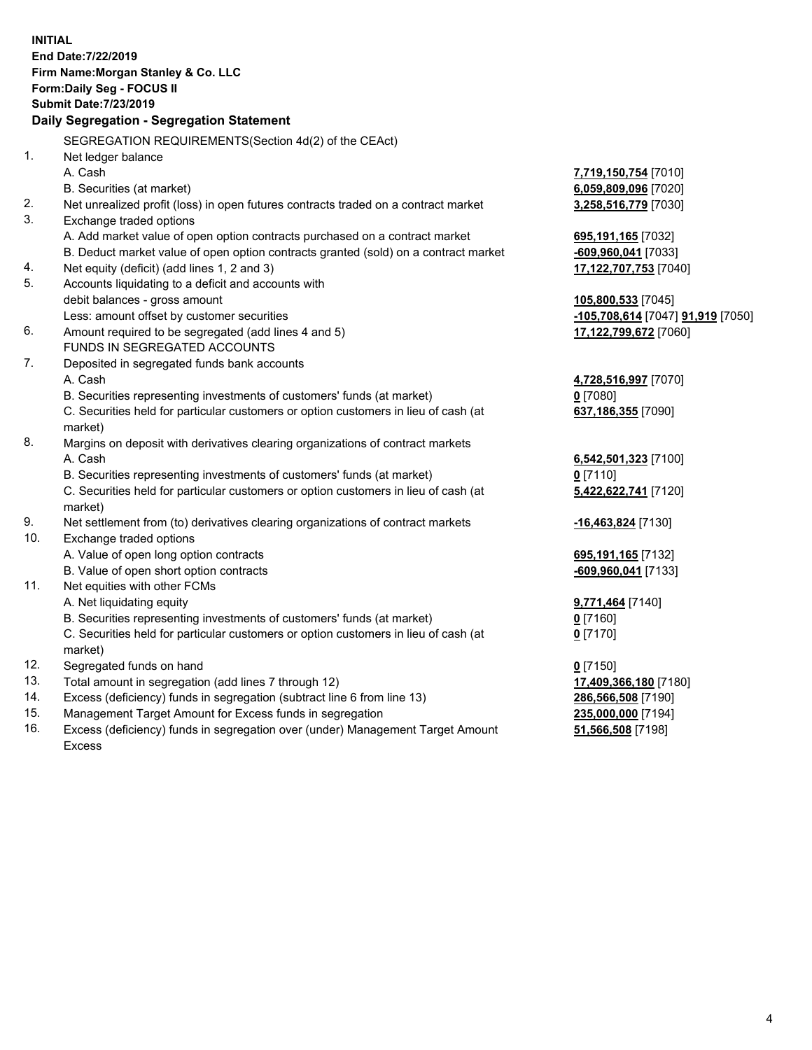**INITIAL**
**End Date:7/22/2019**
**Firm Name:Morgan Stanley & Co. LLC**
**Form:Daily Seg - FOCUS II**
**Submit Date:7/23/2019**

## Daily Segregation - Segregation Statement

SEGREGATION REQUIREMENTS(Section 4d(2) of the CEAct)

| | | |
|---|---|---|
| 1. | Net ledger balance | |
| | A. Cash | **7,719,150,754** [7010] |
| | B. Securities (at market) | **6,059,809,096** [7020] |
| 2. | Net unrealized profit (loss) in open futures contracts traded on a contract market | **3,258,516,779** [7030] |
| 3. | Exchange traded options | |
| | A. Add market value of open option contracts purchased on a contract market | **695,191,165** [7032] |
| | B. Deduct market value of open option contracts granted (sold) on a contract market | **-609,960,041** [7033] |
| 4. | Net equity (deficit) (add lines 1, 2 and 3) | **17,122,707,753** [7040] |
| 5. | Accounts liquidating to a deficit and accounts with debit balances - gross amount | **105,800,533** [7045] |
| | Less: amount offset by customer securities | **-105,708,614** [7047] **91,919** [7050] |
| 6. | Amount required to be segregated (add lines 4 and 5) | **17,122,799,672** [7060] |
| | FUNDS IN SEGREGATED ACCOUNTS | |
| 7. | Deposited in segregated funds bank accounts | |
| | A. Cash | **4,728,516,997** [7070] |
| | B. Securities representing investments of customers' funds (at market) | **0** [7080] |
| | C. Securities held for particular customers or option customers in lieu of cash (at market) | **637,186,355** [7090] |
| 8. | Margins on deposit with derivatives clearing organizations of contract markets | |
| | A. Cash | **6,542,501,323** [7100] |
| | B. Securities representing investments of customers' funds (at market) | **0** [7110] |
| | C. Securities held for particular customers or option customers in lieu of cash (at market) | **5,422,622,741** [7120] |
| 9. | Net settlement from (to) derivatives clearing organizations of contract markets | **-16,463,824** [7130] |
| 10. | Exchange traded options | |
| | A. Value of open long option contracts | **695,191,165** [7132] |
| | B. Value of open short option contracts | **-609,960,041** [7133] |
| 11. | Net equities with other FCMs | |
| | A. Net liquidating equity | **9,771,464** [7140] |
| | B. Securities representing investments of customers' funds (at market) | **0** [7160] |
| | C. Securities held for particular customers or option customers in lieu of cash (at market) | **0** [7170] |
| 12. | Segregated funds on hand | **0** [7150] |
| 13. | Total amount in segregation (add lines 7 through 12) | **17,409,366,180** [7180] |
| 14. | Excess (deficiency) funds in segregation (subtract line 6 from line 13) | **286,566,508** [7190] |
| 15. | Management Target Amount for Excess funds in segregation | **235,000,000** [7194] |
| 16. | Excess (deficiency) funds in segregation over (under) Management Target Amount Excess | **51,566,508** [7198] |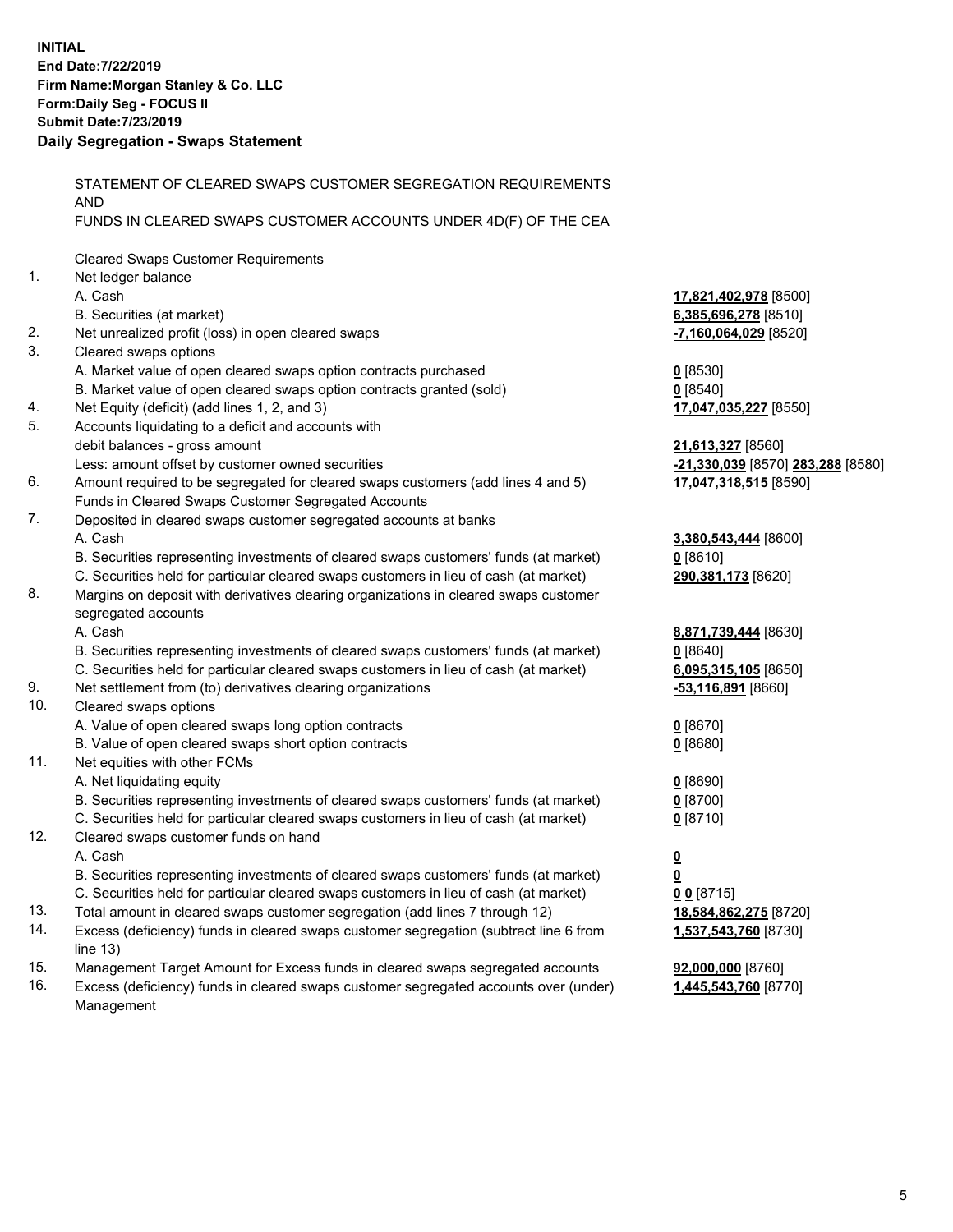**INITIAL**
**End Date:7/22/2019**
**Firm Name:Morgan Stanley & Co. LLC**
**Form:Daily Seg - FOCUS II**
**Submit Date:7/23/2019**
**Daily Segregation - Swaps Statement**

STATEMENT OF CLEARED SWAPS CUSTOMER SEGREGATION REQUIREMENTS AND FUNDS IN CLEARED SWAPS CUSTOMER ACCOUNTS UNDER 4D(F) OF THE CEA

| | | |
|---|---|---|
| | Cleared Swaps Customer Requirements | |
| 1. | Net ledger balance | |
| | A. Cash | **17,821,402,978** [8500] |
| | B. Securities (at market) | **6,385,696,278** [8510] |
| 2. | Net unrealized profit (loss) in open cleared swaps | **-7,160,064,029** [8520] |
| 3. | Cleared swaps options | |
| | A. Market value of open cleared swaps option contracts purchased | **0** [8530] |
| | B. Market value of open cleared swaps option contracts granted (sold) | **0** [8540] |
| 4. | Net Equity (deficit) (add lines 1, 2, and 3) | **17,047,035,227** [8550] |
| 5. | Accounts liquidating to a deficit and accounts with | |
| | debit balances - gross amount | **21,613,327** [8560] |
| | Less: amount offset by customer owned securities | **-21,330,039** [8570] **283,288** [8580] |
| 6. | Amount required to be segregated for cleared swaps customers (add lines 4 and 5) | **17,047,318,515** [8590] |
| | Funds in Cleared Swaps Customer Segregated Accounts | |
| 7. | Deposited in cleared swaps customer segregated accounts at banks | |
| | A. Cash | **3,380,543,444** [8600] |
| | B. Securities representing investments of cleared swaps customers' funds (at market) | **0** [8610] |
| | C. Securities held for particular cleared swaps customers in lieu of cash (at market) | **290,381,173** [8620] |
| 8. | Margins on deposit with derivatives clearing organizations in cleared swaps customer segregated accounts | |
| | A. Cash | **8,871,739,444** [8630] |
| | B. Securities representing investments of cleared swaps customers' funds (at market) | **0** [8640] |
| | C. Securities held for particular cleared swaps customers in lieu of cash (at market) | **6,095,315,105** [8650] |
| 9. | Net settlement from (to) derivatives clearing organizations | **-53,116,891** [8660] |
| 10. | Cleared swaps options | |
| | A. Value of open cleared swaps long option contracts | **0** [8670] |
| | B. Value of open cleared swaps short option contracts | **0** [8680] |
| 11. | Net equities with other FCMs | |
| | A. Net liquidating equity | **0** [8690] |
| | B. Securities representing investments of cleared swaps customers' funds (at market) | **0** [8700] |
| | C. Securities held for particular cleared swaps customers in lieu of cash (at market) | **0** [8710] |
| 12. | Cleared swaps customer funds on hand | |
| | A. Cash | **0** |
| | B. Securities representing investments of cleared swaps customers' funds (at market) | **0** |
| | C. Securities held for particular cleared swaps customers in lieu of cash (at market) | **0** **0** [8715] |
| 13. | Total amount in cleared swaps customer segregation (add lines 7 through 12) | **18,584,862,275** [8720] |
| 14. | Excess (deficiency) funds in cleared swaps customer segregation (subtract line 6 from line 13) | **1,537,543,760** [8730] |
| 15. | Management Target Amount for Excess funds in cleared swaps segregated accounts | **92,000,000** [8760] |
| 16. | Excess (deficiency) funds in cleared swaps customer segregated accounts over (under) Management | **1,445,543,760** [8770] |